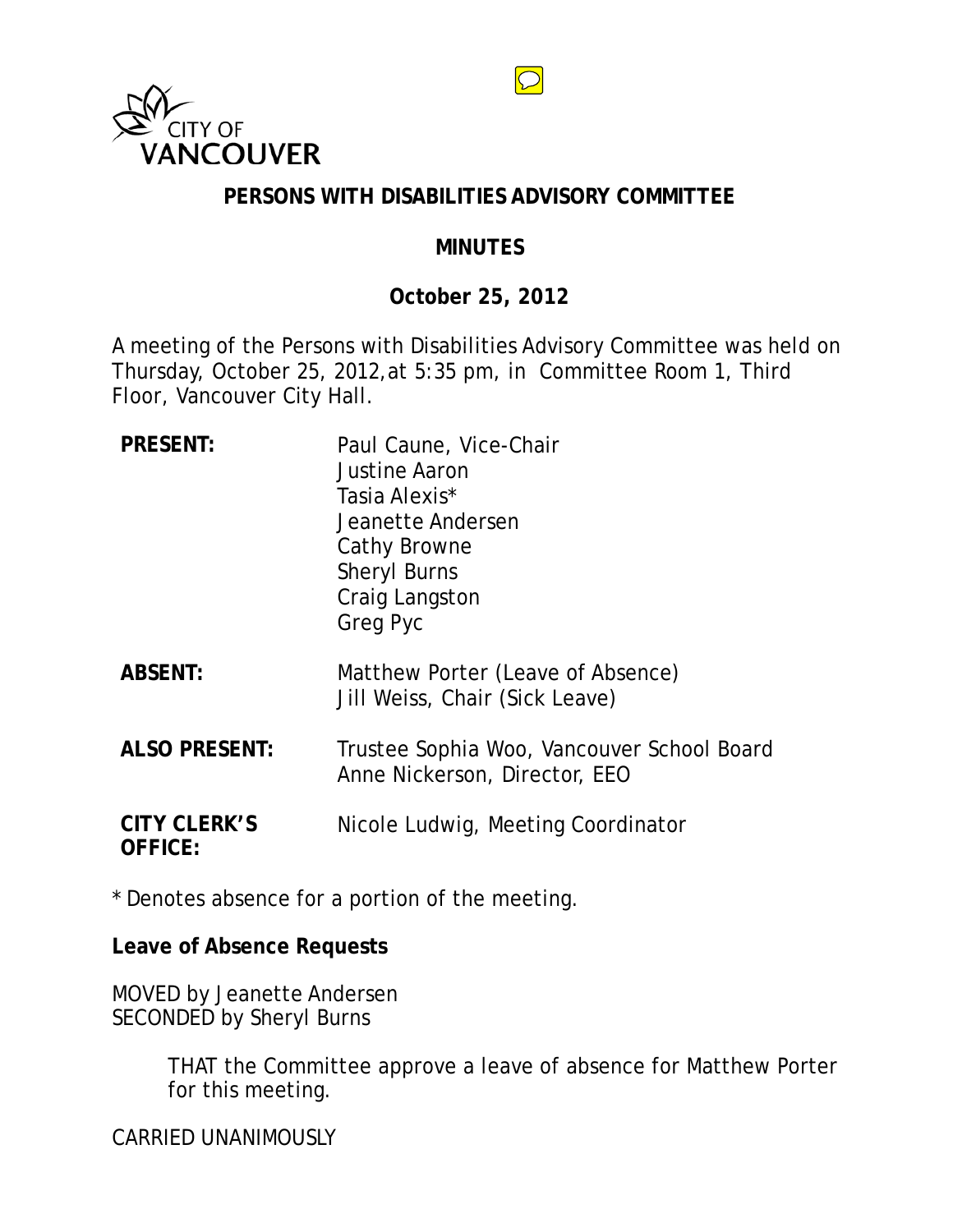CITY OF VANCOUVER

# PERSONS WITH DISABILITIES ADVISORY COMMITTEE

## MINUTES

## October 25, 2012

A meeting of the Persons with Disabilities Advisory Committee was held on Thursday, October 25, 2012, at 5:35 pm, in Committee Room 1, Third Floor, Vancouver City Hall.

| | |
|---|---|
| **PRESENT:** | Paul Caune, Vice-Chair<br>Justine Aaron<br>Tasia Alexis*<br>Jeanette Andersen<br>Cathy Browne<br>Sheryl Burns<br>Craig Langston<br>Greg Pyc |
| **ABSENT:** | Matthew Porter (Leave of Absence)<br>Jill Weiss, Chair (Sick Leave) |
| **ALSO PRESENT:** | Trustee Sophia Woo, Vancouver School Board<br>Anne Nickerson, Director, EEO |
| **CITY CLERK'S OFFICE:** | Nicole Ludwig, Meeting Coordinator |

* Denotes absence for a portion of the meeting.

**Leave of Absence Requests**

MOVED by Jeanette Andersen
SECONDED by Sheryl Burns

> THAT the Committee approve a leave of absence for Matthew Porter for this meeting.

CARRIED UNANIMOUSLY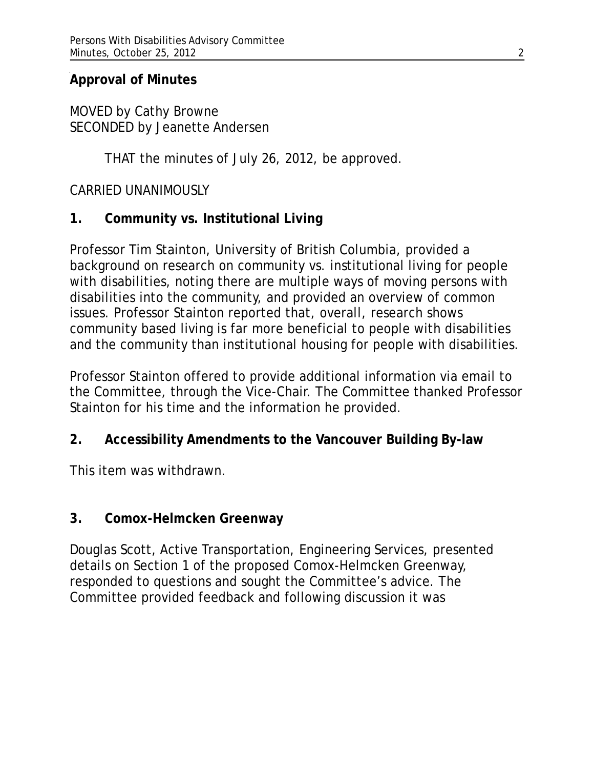**Approval of Minutes**

MOVED by Cathy Browne
SECONDED by Jeanette Andersen

> THAT the minutes of July 26, 2012, be approved.

CARRIED UNANIMOUSLY

**1. Community vs. Institutional Living**

Professor Tim Stainton, University of British Columbia, provided a background on research on community vs. institutional living for people with disabilities, noting there are multiple ways of moving persons with disabilities into the community, and provided an overview of common issues. Professor Stainton reported that, overall, research shows community based living is far more beneficial to people with disabilities and the community than institutional housing for people with disabilities.

Professor Stainton offered to provide additional information via email to the Committee, through the Vice-Chair. The Committee thanked Professor Stainton for his time and the information he provided.

**2. Accessibility Amendments to the Vancouver Building By-law**

This item was withdrawn.

**3. Comox-Helmcken Greenway**

Douglas Scott, Active Transportation, Engineering Services, presented details on Section 1 of the proposed Comox-Helmcken Greenway, responded to questions and sought the Committee's advice. The Committee provided feedback and following discussion it was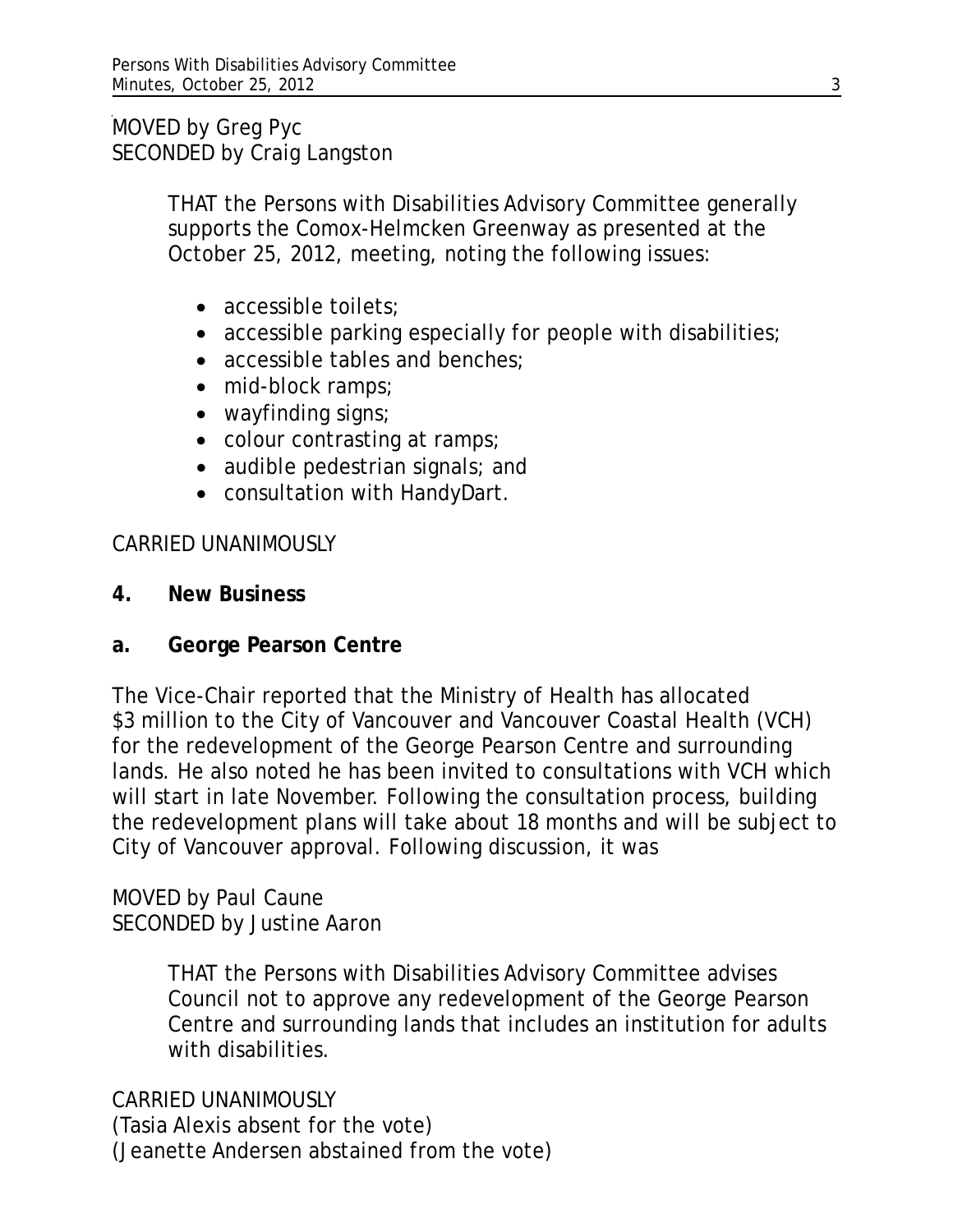MOVED by Greg Pyc
SECONDED by Craig Langston

> THAT the Persons with Disabilities Advisory Committee generally supports the Comox-Helmcken Greenway as presented at the October 25, 2012, meeting, noting the following issues:
>
> - accessible toilets;
> - accessible parking especially for people with disabilities;
> - accessible tables and benches;
> - mid-block ramps;
> - wayfinding signs;
> - colour contrasting at ramps;
> - audible pedestrian signals; and
> - consultation with HandyDart.

CARRIED UNANIMOUSLY

## 4. New Business

### a. George Pearson Centre

The Vice-Chair reported that the Ministry of Health has allocated $3 million to the City of Vancouver and Vancouver Coastal Health (VCH) for the redevelopment of the George Pearson Centre and surrounding lands. He also noted he has been invited to consultations with VCH which will start in late November. Following the consultation process, building the redevelopment plans will take about 18 months and will be subject to City of Vancouver approval. Following discussion, it was

MOVED by Paul Caune
SECONDED by Justine Aaron

> THAT the Persons with Disabilities Advisory Committee advises Council not to approve any redevelopment of the George Pearson Centre and surrounding lands that includes an institution for adults with disabilities.

CARRIED UNANIMOUSLY
(Tasia Alexis absent for the vote)
(Jeanette Andersen abstained from the vote)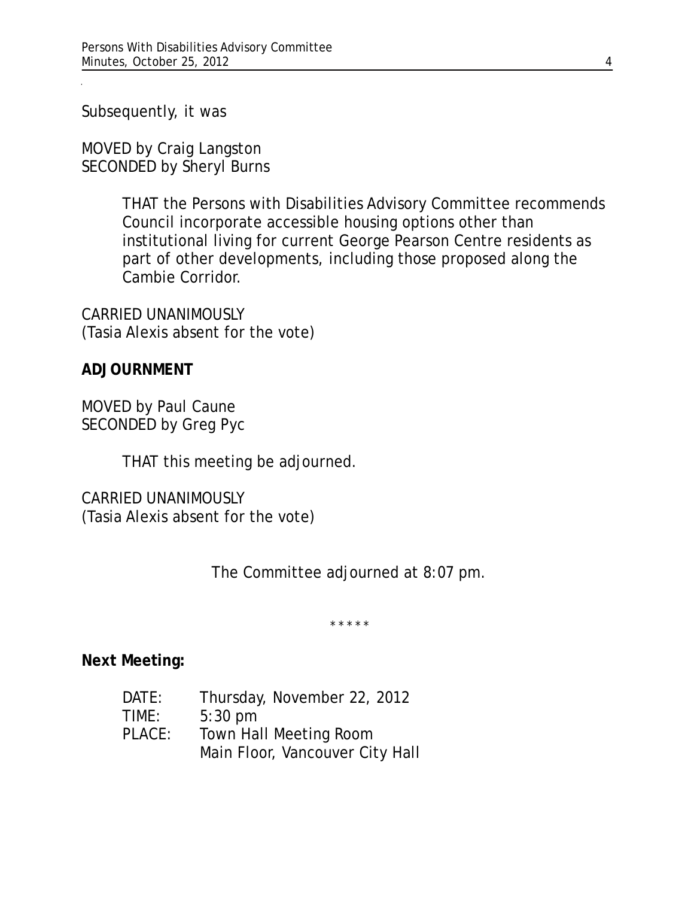Subsequently, it was

MOVED by Craig Langston
SECONDED by Sheryl Burns

> THAT the Persons with Disabilities Advisory Committee recommends Council incorporate accessible housing options other than institutional living for current George Pearson Centre residents as part of other developments, including those proposed along the Cambie Corridor.

CARRIED UNANIMOUSLY
(Tasia Alexis absent for the vote)

**ADJOURNMENT**

MOVED by Paul Caune
SECONDED by Greg Pyc

> THAT this meeting be adjourned.

CARRIED UNANIMOUSLY
(Tasia Alexis absent for the vote)

The Committee adjourned at 8:07 pm.

* * * * *

**Next Meeting:**

| | |
|---|---|
| DATE: | Thursday, November 22, 2012 |
| TIME: | 5:30 pm |
| PLACE: | Town Hall Meeting Room<br>Main Floor, Vancouver City Hall |